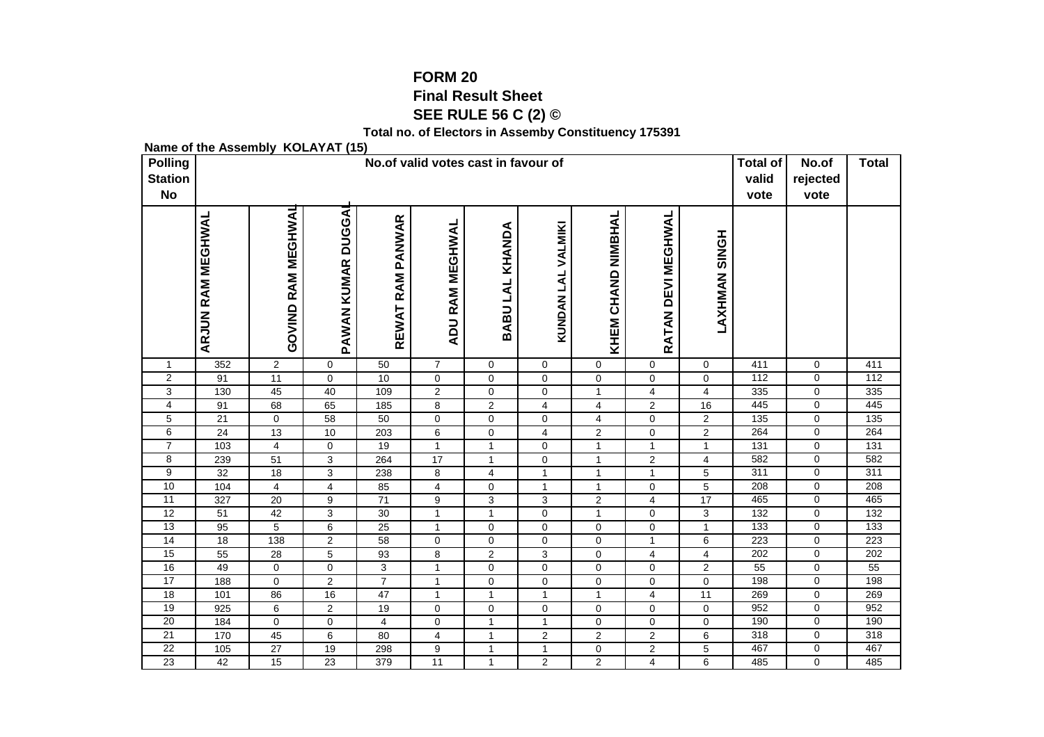# FORM 20

## Final Result Sheet

## SEE RULE 56 C (2) ©

**Total no. of Electors in Assemby Constituency 175391**

**Name of the Assembly KOLAYAT (15)**

| Polling Station No | No.of valid votes cast in favour of | | | | | | | | | | Total of valid vote | No.of rejected vote | Total |
|---|---|---|---|---|---|---|---|---|---|---|---|---|---|
| | ARJUN RAM MEGHWAL | GOVIND RAM MEGHWAL | PAWAN KUMAR DUGGAL | REWAT RAM PANWAR | ADU RAM MEGHWAL | BABU LAL KHANDA | KUNDAN LAL VALMIKI | KHEM CHAND NIMBHAL | RATAN DEVI MEGHWAL | LAXHMAN SINGH | | | |
| 1 | 352 | 2 | 0 | 50 | 7 | 0 | 0 | 0 | 0 | 0 | 411 | 0 | 411 |
| 2 | 91 | 11 | 0 | 10 | 0 | 0 | 0 | 0 | 0 | 0 | 112 | 0 | 112 |
| 3 | 130 | 45 | 40 | 109 | 2 | 0 | 0 | 1 | 4 | 4 | 335 | 0 | 335 |
| 4 | 91 | 68 | 65 | 185 | 8 | 2 | 4 | 4 | 2 | 16 | 445 | 0 | 445 |
| 5 | 21 | 0 | 58 | 50 | 0 | 0 | 0 | 4 | 0 | 2 | 135 | 0 | 135 |
| 6 | 24 | 13 | 10 | 203 | 6 | 0 | 4 | 2 | 0 | 2 | 264 | 0 | 264 |
| 7 | 103 | 4 | 0 | 19 | 1 | 1 | 0 | 1 | 1 | 1 | 131 | 0 | 131 |
| 8 | 239 | 51 | 3 | 264 | 17 | 1 | 0 | 1 | 2 | 4 | 582 | 0 | 582 |
| 9 | 32 | 18 | 3 | 238 | 8 | 4 | 1 | 1 | 1 | 5 | 311 | 0 | 311 |
| 10 | 104 | 4 | 4 | 85 | 4 | 0 | 1 | 1 | 0 | 5 | 208 | 0 | 208 |
| 11 | 327 | 20 | 9 | 71 | 9 | 3 | 3 | 2 | 4 | 17 | 465 | 0 | 465 |
| 12 | 51 | 42 | 3 | 30 | 1 | 1 | 0 | 1 | 0 | 3 | 132 | 0 | 132 |
| 13 | 95 | 5 | 6 | 25 | 1 | 0 | 0 | 0 | 0 | 1 | 133 | 0 | 133 |
| 14 | 18 | 138 | 2 | 58 | 0 | 0 | 0 | 0 | 1 | 6 | 223 | 0 | 223 |
| 15 | 55 | 28 | 5 | 93 | 8 | 2 | 3 | 0 | 4 | 4 | 202 | 0 | 202 |
| 16 | 49 | 0 | 0 | 3 | 1 | 0 | 0 | 0 | 0 | 2 | 55 | 0 | 55 |
| 17 | 188 | 0 | 2 | 7 | 1 | 0 | 0 | 0 | 0 | 0 | 198 | 0 | 198 |
| 18 | 101 | 86 | 16 | 47 | 1 | 1 | 1 | 1 | 4 | 11 | 269 | 0 | 269 |
| 19 | 925 | 6 | 2 | 19 | 0 | 0 | 0 | 0 | 0 | 0 | 952 | 0 | 952 |
| 20 | 184 | 0 | 0 | 4 | 0 | 1 | 1 | 0 | 0 | 0 | 190 | 0 | 190 |
| 21 | 170 | 45 | 6 | 80 | 4 | 1 | 2 | 2 | 2 | 6 | 318 | 0 | 318 |
| 22 | 105 | 27 | 19 | 298 | 9 | 1 | 1 | 0 | 2 | 5 | 467 | 0 | 467 |
| 23 | 42 | 15 | 23 | 379 | 11 | 1 | 2 | 2 | 4 | 6 | 485 | 0 | 485 |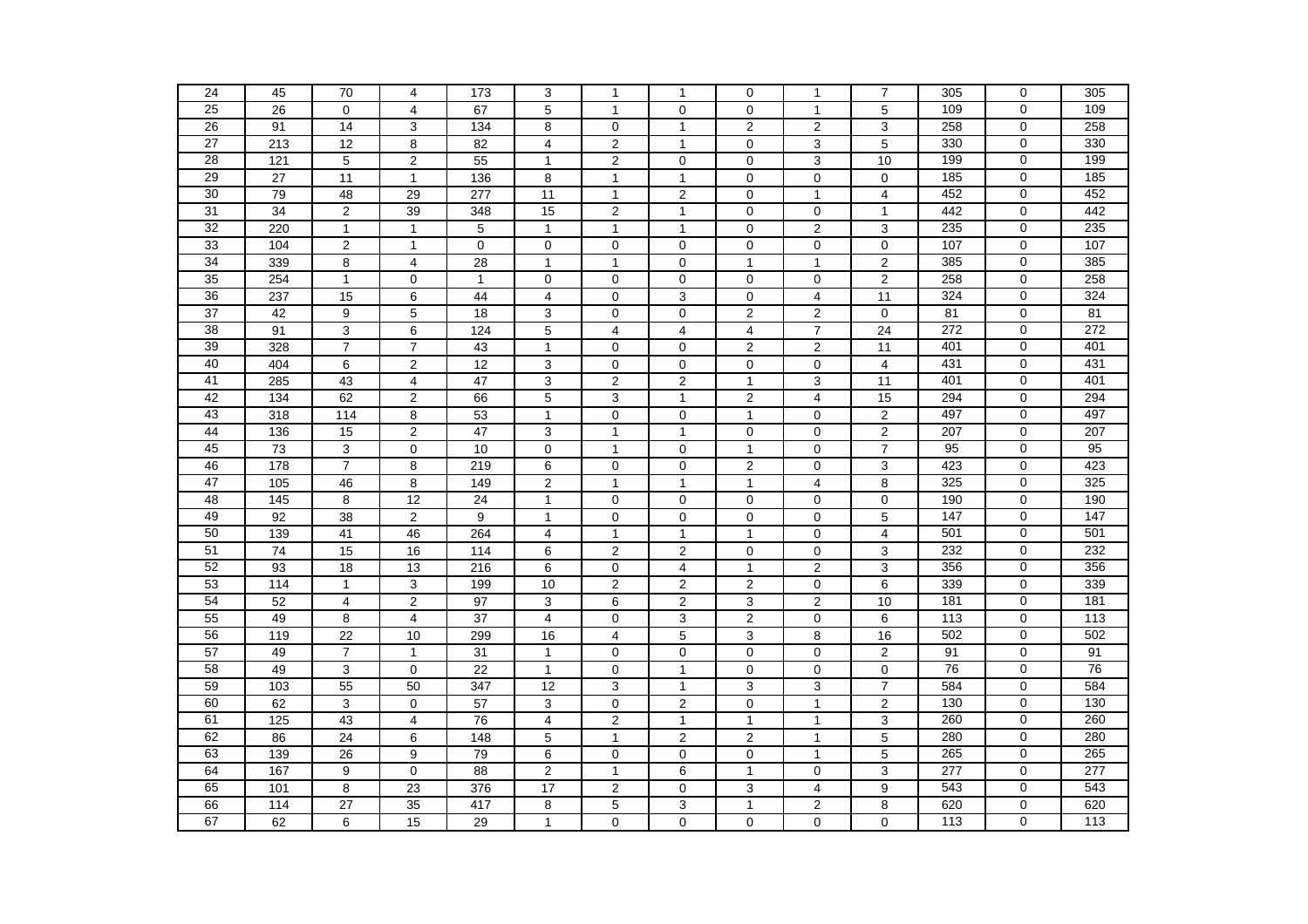| 24 | 45 | 70 | 4 | 173 | 3 | 1 | 1 | 0 | 1 | 7 | 305 | 0 | 305 |
|---|---|---|---|---|---|---|---|---|---|---|---|---|---|
| 25 | 26 | 0 | 4 | 67 | 5 | 1 | 0 | 0 | 1 | 5 | 109 | 0 | 109 |
| 26 | 91 | 14 | 3 | 134 | 8 | 0 | 1 | 2 | 2 | 3 | 258 | 0 | 258 |
| 27 | 213 | 12 | 8 | 82 | 4 | 2 | 1 | 0 | 3 | 5 | 330 | 0 | 330 |
| 28 | 121 | 5 | 2 | 55 | 1 | 2 | 0 | 0 | 3 | 10 | 199 | 0 | 199 |
| 29 | 27 | 11 | 1 | 136 | 8 | 1 | 1 | 0 | 0 | 0 | 185 | 0 | 185 |
| 30 | 79 | 48 | 29 | 277 | 11 | 1 | 2 | 0 | 1 | 4 | 452 | 0 | 452 |
| 31 | 34 | 2 | 39 | 348 | 15 | 2 | 1 | 0 | 0 | 1 | 442 | 0 | 442 |
| 32 | 220 | 1 | 1 | 5 | 1 | 1 | 1 | 0 | 2 | 3 | 235 | 0 | 235 |
| 33 | 104 | 2 | 1 | 0 | 0 | 0 | 0 | 0 | 0 | 0 | 107 | 0 | 107 |
| 34 | 339 | 8 | 4 | 28 | 1 | 1 | 0 | 1 | 1 | 2 | 385 | 0 | 385 |
| 35 | 254 | 1 | 0 | 1 | 0 | 0 | 0 | 0 | 0 | 2 | 258 | 0 | 258 |
| 36 | 237 | 15 | 6 | 44 | 4 | 0 | 3 | 0 | 4 | 11 | 324 | 0 | 324 |
| 37 | 42 | 9 | 5 | 18 | 3 | 0 | 0 | 2 | 2 | 0 | 81 | 0 | 81 |
| 38 | 91 | 3 | 6 | 124 | 5 | 4 | 4 | 4 | 7 | 24 | 272 | 0 | 272 |
| 39 | 328 | 7 | 7 | 43 | 1 | 0 | 0 | 2 | 2 | 11 | 401 | 0 | 401 |
| 40 | 404 | 6 | 2 | 12 | 3 | 0 | 0 | 0 | 0 | 4 | 431 | 0 | 431 |
| 41 | 285 | 43 | 4 | 47 | 3 | 2 | 2 | 1 | 3 | 11 | 401 | 0 | 401 |
| 42 | 134 | 62 | 2 | 66 | 5 | 3 | 1 | 2 | 4 | 15 | 294 | 0 | 294 |
| 43 | 318 | 114 | 8 | 53 | 1 | 0 | 0 | 1 | 0 | 2 | 497 | 0 | 497 |
| 44 | 136 | 15 | 2 | 47 | 3 | 1 | 1 | 0 | 0 | 2 | 207 | 0 | 207 |
| 45 | 73 | 3 | 0 | 10 | 0 | 1 | 0 | 1 | 0 | 7 | 95 | 0 | 95 |
| 46 | 178 | 7 | 8 | 219 | 6 | 0 | 0 | 2 | 0 | 3 | 423 | 0 | 423 |
| 47 | 105 | 46 | 8 | 149 | 2 | 1 | 1 | 1 | 4 | 8 | 325 | 0 | 325 |
| 48 | 145 | 8 | 12 | 24 | 1 | 0 | 0 | 0 | 0 | 0 | 190 | 0 | 190 |
| 49 | 92 | 38 | 2 | 9 | 1 | 0 | 0 | 0 | 0 | 5 | 147 | 0 | 147 |
| 50 | 139 | 41 | 46 | 264 | 4 | 1 | 1 | 1 | 0 | 4 | 501 | 0 | 501 |
| 51 | 74 | 15 | 16 | 114 | 6 | 2 | 2 | 0 | 0 | 3 | 232 | 0 | 232 |
| 52 | 93 | 18 | 13 | 216 | 6 | 0 | 4 | 1 | 2 | 3 | 356 | 0 | 356 |
| 53 | 114 | 1 | 3 | 199 | 10 | 2 | 2 | 2 | 0 | 6 | 339 | 0 | 339 |
| 54 | 52 | 4 | 2 | 97 | 3 | 6 | 2 | 3 | 2 | 10 | 181 | 0 | 181 |
| 55 | 49 | 8 | 4 | 37 | 4 | 0 | 3 | 2 | 0 | 6 | 113 | 0 | 113 |
| 56 | 119 | 22 | 10 | 299 | 16 | 4 | 5 | 3 | 8 | 16 | 502 | 0 | 502 |
| 57 | 49 | 7 | 1 | 31 | 1 | 0 | 0 | 0 | 0 | 2 | 91 | 0 | 91 |
| 58 | 49 | 3 | 0 | 22 | 1 | 0 | 1 | 0 | 0 | 0 | 76 | 0 | 76 |
| 59 | 103 | 55 | 50 | 347 | 12 | 3 | 1 | 3 | 3 | 7 | 584 | 0 | 584 |
| 60 | 62 | 3 | 0 | 57 | 3 | 0 | 2 | 0 | 1 | 2 | 130 | 0 | 130 |
| 61 | 125 | 43 | 4 | 76 | 4 | 2 | 1 | 1 | 1 | 3 | 260 | 0 | 260 |
| 62 | 86 | 24 | 6 | 148 | 5 | 1 | 2 | 2 | 1 | 5 | 280 | 0 | 280 |
| 63 | 139 | 26 | 9 | 79 | 6 | 0 | 0 | 0 | 1 | 5 | 265 | 0 | 265 |
| 64 | 167 | 9 | 0 | 88 | 2 | 1 | 6 | 1 | 0 | 3 | 277 | 0 | 277 |
| 65 | 101 | 8 | 23 | 376 | 17 | 2 | 0 | 3 | 4 | 9 | 543 | 0 | 543 |
| 66 | 114 | 27 | 35 | 417 | 8 | 5 | 3 | 1 | 2 | 8 | 620 | 0 | 620 |
| 67 | 62 | 6 | 15 | 29 | 1 | 0 | 0 | 0 | 0 | 0 | 113 | 0 | 113 |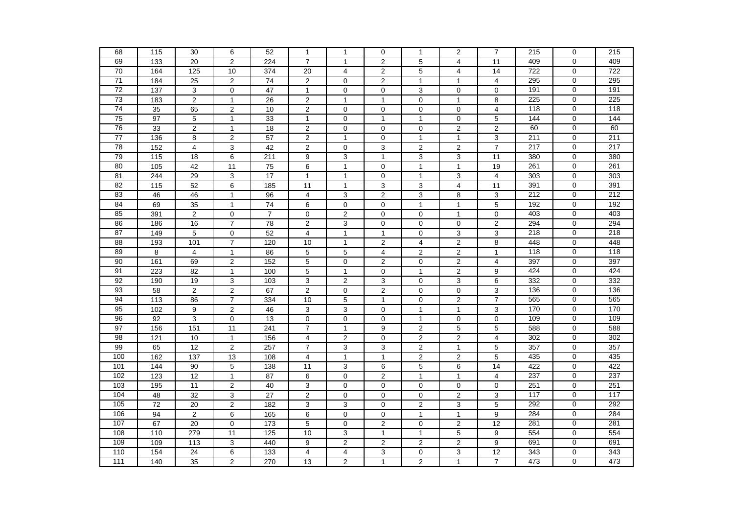| | | | | | | | | | | | | | |
|---|---|---|---|---|---|---|---|---|---|---|---|---|---|
| 68 | 115 | 30 | 6 | 52 | 1 | 1 | 0 | 1 | 2 | 7 | 215 | 0 | 215 |
| 69 | 133 | 20 | 2 | 224 | 7 | 1 | 2 | 5 | 4 | 11 | 409 | 0 | 409 |
| 70 | 164 | 125 | 10 | 374 | 20 | 4 | 2 | 5 | 4 | 14 | 722 | 0 | 722 |
| 71 | 184 | 25 | 2 | 74 | 2 | 0 | 2 | 1 | 1 | 4 | 295 | 0 | 295 |
| 72 | 137 | 3 | 0 | 47 | 1 | 0 | 0 | 3 | 0 | 0 | 191 | 0 | 191 |
| 73 | 183 | 2 | 1 | 26 | 2 | 1 | 1 | 0 | 1 | 8 | 225 | 0 | 225 |
| 74 | 35 | 65 | 2 | 10 | 2 | 0 | 0 | 0 | 0 | 4 | 118 | 0 | 118 |
| 75 | 97 | 5 | 1 | 33 | 1 | 0 | 1 | 1 | 0 | 5 | 144 | 0 | 144 |
| 76 | 33 | 2 | 1 | 18 | 2 | 0 | 0 | 0 | 2 | 2 | 60 | 0 | 60 |
| 77 | 136 | 8 | 2 | 57 | 2 | 1 | 0 | 1 | 1 | 3 | 211 | 0 | 211 |
| 78 | 152 | 4 | 3 | 42 | 2 | 0 | 3 | 2 | 2 | 7 | 217 | 0 | 217 |
| 79 | 115 | 18 | 6 | 211 | 9 | 3 | 1 | 3 | 3 | 11 | 380 | 0 | 380 |
| 80 | 105 | 42 | 11 | 75 | 6 | 1 | 0 | 1 | 1 | 19 | 261 | 0 | 261 |
| 81 | 244 | 29 | 3 | 17 | 1 | 1 | 0 | 1 | 3 | 4 | 303 | 0 | 303 |
| 82 | 115 | 52 | 6 | 185 | 11 | 1 | 3 | 3 | 4 | 11 | 391 | 0 | 391 |
| 83 | 46 | 46 | 1 | 96 | 4 | 3 | 2 | 3 | 8 | 3 | 212 | 0 | 212 |
| 84 | 69 | 35 | 1 | 74 | 6 | 0 | 0 | 1 | 1 | 5 | 192 | 0 | 192 |
| 85 | 391 | 2 | 0 | 7 | 0 | 2 | 0 | 0 | 1 | 0 | 403 | 0 | 403 |
| 86 | 186 | 16 | 7 | 78 | 2 | 3 | 0 | 0 | 0 | 2 | 294 | 0 | 294 |
| 87 | 149 | 5 | 0 | 52 | 4 | 1 | 1 | 0 | 3 | 3 | 218 | 0 | 218 |
| 88 | 193 | 101 | 7 | 120 | 10 | 1 | 2 | 4 | 2 | 8 | 448 | 0 | 448 |
| 89 | 8 | 4 | 1 | 86 | 5 | 5 | 4 | 2 | 2 | 1 | 118 | 0 | 118 |
| 90 | 161 | 69 | 2 | 152 | 5 | 0 | 2 | 0 | 2 | 4 | 397 | 0 | 397 |
| 91 | 223 | 82 | 1 | 100 | 5 | 1 | 0 | 1 | 2 | 9 | 424 | 0 | 424 |
| 92 | 190 | 19 | 3 | 103 | 3 | 2 | 3 | 0 | 3 | 6 | 332 | 0 | 332 |
| 93 | 58 | 2 | 2 | 67 | 2 | 0 | 2 | 0 | 0 | 3 | 136 | 0 | 136 |
| 94 | 113 | 86 | 7 | 334 | 10 | 5 | 1 | 0 | 2 | 7 | 565 | 0 | 565 |
| 95 | 102 | 9 | 2 | 46 | 3 | 3 | 0 | 1 | 1 | 3 | 170 | 0 | 170 |
| 96 | 92 | 3 | 0 | 13 | 0 | 0 | 0 | 1 | 0 | 0 | 109 | 0 | 109 |
| 97 | 156 | 151 | 11 | 241 | 7 | 1 | 9 | 2 | 5 | 5 | 588 | 0 | 588 |
| 98 | 121 | 10 | 1 | 156 | 4 | 2 | 0 | 2 | 2 | 4 | 302 | 0 | 302 |
| 99 | 65 | 12 | 2 | 257 | 7 | 3 | 3 | 2 | 1 | 5 | 357 | 0 | 357 |
| 100 | 162 | 137 | 13 | 108 | 4 | 1 | 1 | 2 | 2 | 5 | 435 | 0 | 435 |
| 101 | 144 | 90 | 5 | 138 | 11 | 3 | 6 | 5 | 6 | 14 | 422 | 0 | 422 |
| 102 | 123 | 12 | 1 | 87 | 6 | 0 | 2 | 1 | 1 | 4 | 237 | 0 | 237 |
| 103 | 195 | 11 | 2 | 40 | 3 | 0 | 0 | 0 | 0 | 0 | 251 | 0 | 251 |
| 104 | 48 | 32 | 3 | 27 | 2 | 0 | 0 | 0 | 2 | 3 | 117 | 0 | 117 |
| 105 | 72 | 20 | 2 | 182 | 3 | 3 | 0 | 2 | 3 | 5 | 292 | 0 | 292 |
| 106 | 94 | 2 | 6 | 165 | 6 | 0 | 0 | 1 | 1 | 9 | 284 | 0 | 284 |
| 107 | 67 | 20 | 0 | 173 | 5 | 0 | 2 | 0 | 2 | 12 | 281 | 0 | 281 |
| 108 | 110 | 279 | 11 | 125 | 10 | 3 | 1 | 1 | 5 | 9 | 554 | 0 | 554 |
| 109 | 109 | 113 | 3 | 440 | 9 | 2 | 2 | 2 | 2 | 9 | 691 | 0 | 691 |
| 110 | 154 | 24 | 6 | 133 | 4 | 4 | 3 | 0 | 3 | 12 | 343 | 0 | 343 |
| 111 | 140 | 35 | 2 | 270 | 13 | 2 | 1 | 2 | 1 | 7 | 473 | 0 | 473 |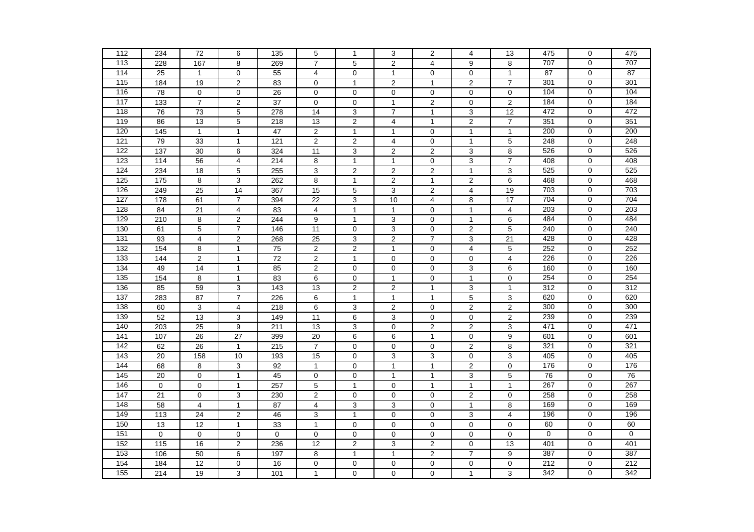| 112 | 234 | 72 | 6 | 135 | 5 | 1 | 3 | 2 | 4 | 13 | 475 | 0 | 475 |
|---|---|---|---|---|---|---|---|---|---|---|---|---|---|
| 113 | 228 | 167 | 8 | 269 | 7 | 5 | 2 | 4 | 9 | 8 | 707 | 0 | 707 |
| 114 | 25 | 1 | 0 | 55 | 4 | 0 | 1 | 0 | 0 | 1 | 87 | 0 | 87 |
| 115 | 184 | 19 | 2 | 83 | 0 | 1 | 2 | 1 | 2 | 7 | 301 | 0 | 301 |
| 116 | 78 | 0 | 0 | 26 | 0 | 0 | 0 | 0 | 0 | 0 | 104 | 0 | 104 |
| 117 | 133 | 7 | 2 | 37 | 0 | 0 | 1 | 2 | 0 | 2 | 184 | 0 | 184 |
| 118 | 76 | 73 | 5 | 278 | 14 | 3 | 7 | 1 | 3 | 12 | 472 | 0 | 472 |
| 119 | 86 | 13 | 5 | 218 | 13 | 2 | 4 | 1 | 2 | 7 | 351 | 0 | 351 |
| 120 | 145 | 1 | 1 | 47 | 2 | 1 | 1 | 0 | 1 | 1 | 200 | 0 | 200 |
| 121 | 79 | 33 | 1 | 121 | 2 | 2 | 4 | 0 | 1 | 5 | 248 | 0 | 248 |
| 122 | 137 | 30 | 6 | 324 | 11 | 3 | 2 | 2 | 3 | 8 | 526 | 0 | 526 |
| 123 | 114 | 56 | 4 | 214 | 8 | 1 | 1 | 0 | 3 | 7 | 408 | 0 | 408 |
| 124 | 234 | 18 | 5 | 255 | 3 | 2 | 2 | 2 | 1 | 3 | 525 | 0 | 525 |
| 125 | 175 | 8 | 3 | 262 | 8 | 1 | 2 | 1 | 2 | 6 | 468 | 0 | 468 |
| 126 | 249 | 25 | 14 | 367 | 15 | 5 | 3 | 2 | 4 | 19 | 703 | 0 | 703 |
| 127 | 178 | 61 | 7 | 394 | 22 | 3 | 10 | 4 | 8 | 17 | 704 | 0 | 704 |
| 128 | 84 | 21 | 4 | 83 | 4 | 1 | 1 | 0 | 1 | 4 | 203 | 0 | 203 |
| 129 | 210 | 8 | 2 | 244 | 9 | 1 | 3 | 0 | 1 | 6 | 484 | 0 | 484 |
| 130 | 61 | 5 | 7 | 146 | 11 | 0 | 3 | 0 | 2 | 5 | 240 | 0 | 240 |
| 131 | 93 | 4 | 2 | 268 | 25 | 3 | 2 | 7 | 3 | 21 | 428 | 0 | 428 |
| 132 | 154 | 8 | 1 | 75 | 2 | 2 | 1 | 0 | 4 | 5 | 252 | 0 | 252 |
| 133 | 144 | 2 | 1 | 72 | 2 | 1 | 0 | 0 | 0 | 4 | 226 | 0 | 226 |
| 134 | 49 | 14 | 1 | 85 | 2 | 0 | 0 | 0 | 3 | 6 | 160 | 0 | 160 |
| 135 | 154 | 8 | 1 | 83 | 6 | 0 | 1 | 0 | 1 | 0 | 254 | 0 | 254 |
| 136 | 85 | 59 | 3 | 143 | 13 | 2 | 2 | 1 | 3 | 1 | 312 | 0 | 312 |
| 137 | 283 | 87 | 7 | 226 | 6 | 1 | 1 | 1 | 5 | 3 | 620 | 0 | 620 |
| 138 | 60 | 3 | 4 | 218 | 6 | 3 | 2 | 0 | 2 | 2 | 300 | 0 | 300 |
| 139 | 52 | 13 | 3 | 149 | 11 | 6 | 3 | 0 | 0 | 2 | 239 | 0 | 239 |
| 140 | 203 | 25 | 9 | 211 | 13 | 3 | 0 | 2 | 2 | 3 | 471 | 0 | 471 |
| 141 | 107 | 26 | 27 | 399 | 20 | 6 | 6 | 1 | 0 | 9 | 601 | 0 | 601 |
| 142 | 62 | 26 | 1 | 215 | 7 | 0 | 0 | 0 | 2 | 8 | 321 | 0 | 321 |
| 143 | 20 | 158 | 10 | 193 | 15 | 0 | 3 | 3 | 0 | 3 | 405 | 0 | 405 |
| 144 | 68 | 8 | 3 | 92 | 1 | 0 | 1 | 1 | 2 | 0 | 176 | 0 | 176 |
| 145 | 20 | 0 | 1 | 45 | 0 | 0 | 1 | 1 | 3 | 5 | 76 | 0 | 76 |
| 146 | 0 | 0 | 1 | 257 | 5 | 1 | 0 | 1 | 1 | 1 | 267 | 0 | 267 |
| 147 | 21 | 0 | 3 | 230 | 2 | 0 | 0 | 0 | 2 | 0 | 258 | 0 | 258 |
| 148 | 58 | 4 | 1 | 87 | 4 | 3 | 3 | 0 | 1 | 8 | 169 | 0 | 169 |
| 149 | 113 | 24 | 2 | 46 | 3 | 1 | 0 | 0 | 3 | 4 | 196 | 0 | 196 |
| 150 | 13 | 12 | 1 | 33 | 1 | 0 | 0 | 0 | 0 | 0 | 60 | 0 | 60 |
| 151 | 0 | 0 | 0 | 0 | 0 | 0 | 0 | 0 | 0 | 0 | 0 | 0 | 0 |
| 152 | 115 | 16 | 2 | 236 | 12 | 2 | 3 | 2 | 0 | 13 | 401 | 0 | 401 |
| 153 | 106 | 50 | 6 | 197 | 8 | 1 | 1 | 2 | 7 | 9 | 387 | 0 | 387 |
| 154 | 184 | 12 | 0 | 16 | 0 | 0 | 0 | 0 | 0 | 0 | 212 | 0 | 212 |
| 155 | 214 | 19 | 3 | 101 | 1 | 0 | 0 | 0 | 1 | 3 | 342 | 0 | 342 |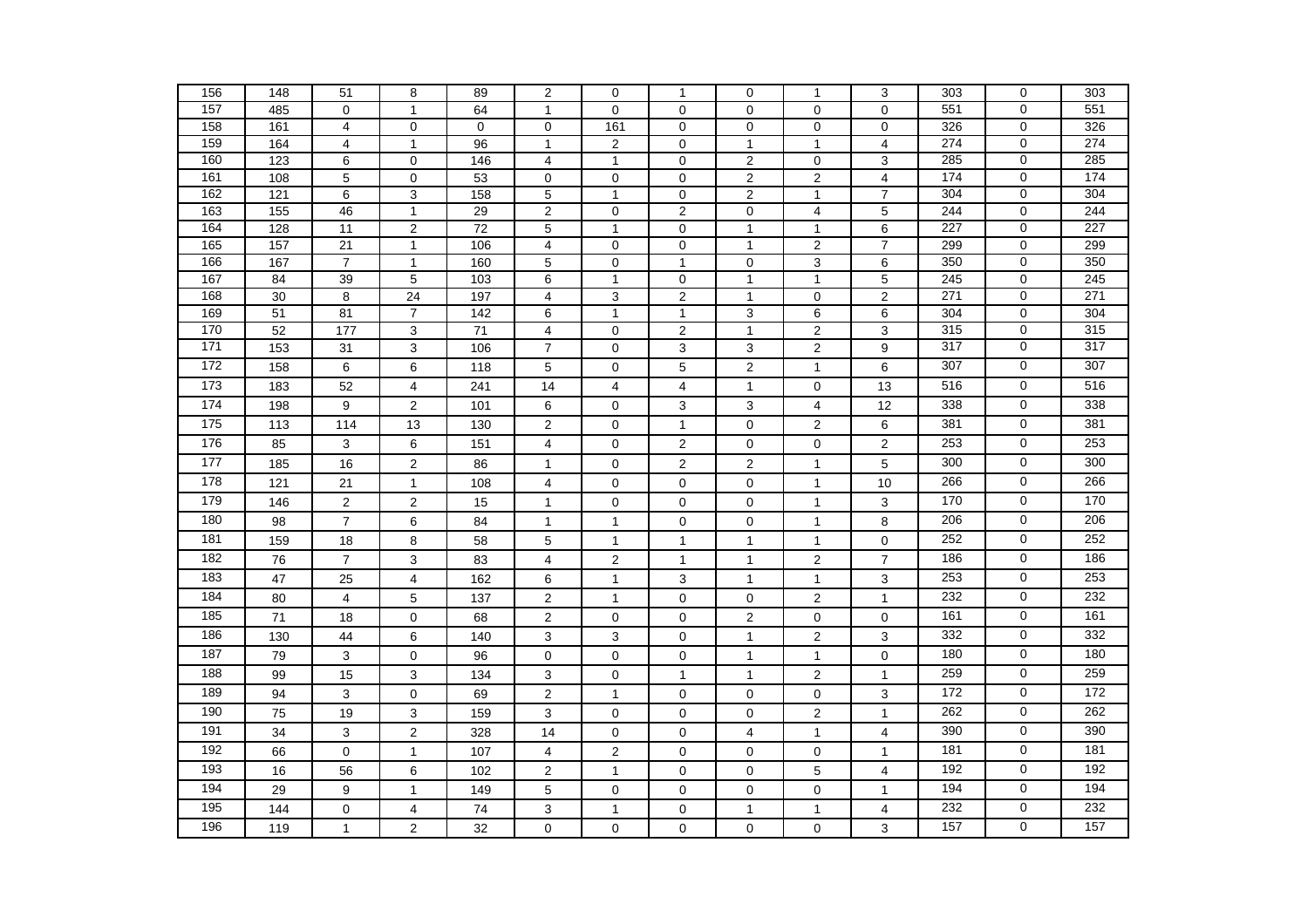| 156 | 148 | 51 | 8 | 89 | 2 | 0 | 1 | 0 | 1 | 3 | 303 | 0 | 303 |
|---|---|---|---|---|---|---|---|---|---|---|---|---|---|
| 157 | 485 | 0 | 1 | 64 | 1 | 0 | 0 | 0 | 0 | 0 | 551 | 0 | 551 |
| 158 | 161 | 4 | 0 | 0 | 0 | 161 | 0 | 0 | 0 | 0 | 326 | 0 | 326 |
| 159 | 164 | 4 | 1 | 96 | 1 | 2 | 0 | 1 | 1 | 4 | 274 | 0 | 274 |
| 160 | 123 | 6 | 0 | 146 | 4 | 1 | 0 | 2 | 0 | 3 | 285 | 0 | 285 |
| 161 | 108 | 5 | 0 | 53 | 0 | 0 | 0 | 2 | 2 | 4 | 174 | 0 | 174 |
| 162 | 121 | 6 | 3 | 158 | 5 | 1 | 0 | 2 | 1 | 7 | 304 | 0 | 304 |
| 163 | 155 | 46 | 1 | 29 | 2 | 0 | 2 | 0 | 4 | 5 | 244 | 0 | 244 |
| 164 | 128 | 11 | 2 | 72 | 5 | 1 | 0 | 1 | 1 | 6 | 227 | 0 | 227 |
| 165 | 157 | 21 | 1 | 106 | 4 | 0 | 0 | 1 | 2 | 7 | 299 | 0 | 299 |
| 166 | 167 | 7 | 1 | 160 | 5 | 0 | 1 | 0 | 3 | 6 | 350 | 0 | 350 |
| 167 | 84 | 39 | 5 | 103 | 6 | 1 | 0 | 1 | 1 | 5 | 245 | 0 | 245 |
| 168 | 30 | 8 | 24 | 197 | 4 | 3 | 2 | 1 | 0 | 2 | 271 | 0 | 271 |
| 169 | 51 | 81 | 7 | 142 | 6 | 1 | 1 | 3 | 6 | 6 | 304 | 0 | 304 |
| 170 | 52 | 177 | 3 | 71 | 4 | 0 | 2 | 1 | 2 | 3 | 315 | 0 | 315 |
| 171 | 153 | 31 | 3 | 106 | 7 | 0 | 3 | 3 | 2 | 9 | 317 | 0 | 317 |
| 172 | 158 | 6 | 6 | 118 | 5 | 0 | 5 | 2 | 1 | 6 | 307 | 0 | 307 |
| 173 | 183 | 52 | 4 | 241 | 14 | 4 | 4 | 1 | 0 | 13 | 516 | 0 | 516 |
| 174 | 198 | 9 | 2 | 101 | 6 | 0 | 3 | 3 | 4 | 12 | 338 | 0 | 338 |
| 175 | 113 | 114 | 13 | 130 | 2 | 0 | 1 | 0 | 2 | 6 | 381 | 0 | 381 |
| 176 | 85 | 3 | 6 | 151 | 4 | 0 | 2 | 0 | 0 | 2 | 253 | 0 | 253 |
| 177 | 185 | 16 | 2 | 86 | 1 | 0 | 2 | 2 | 1 | 5 | 300 | 0 | 300 |
| 178 | 121 | 21 | 1 | 108 | 4 | 0 | 0 | 0 | 1 | 10 | 266 | 0 | 266 |
| 179 | 146 | 2 | 2 | 15 | 1 | 0 | 0 | 0 | 1 | 3 | 170 | 0 | 170 |
| 180 | 98 | 7 | 6 | 84 | 1 | 1 | 0 | 0 | 1 | 8 | 206 | 0 | 206 |
| 181 | 159 | 18 | 8 | 58 | 5 | 1 | 1 | 1 | 1 | 0 | 252 | 0 | 252 |
| 182 | 76 | 7 | 3 | 83 | 4 | 2 | 1 | 1 | 2 | 7 | 186 | 0 | 186 |
| 183 | 47 | 25 | 4 | 162 | 6 | 1 | 3 | 1 | 1 | 3 | 253 | 0 | 253 |
| 184 | 80 | 4 | 5 | 137 | 2 | 1 | 0 | 0 | 2 | 1 | 232 | 0 | 232 |
| 185 | 71 | 18 | 0 | 68 | 2 | 0 | 0 | 2 | 0 | 0 | 161 | 0 | 161 |
| 186 | 130 | 44 | 6 | 140 | 3 | 3 | 0 | 1 | 2 | 3 | 332 | 0 | 332 |
| 187 | 79 | 3 | 0 | 96 | 0 | 0 | 0 | 1 | 1 | 0 | 180 | 0 | 180 |
| 188 | 99 | 15 | 3 | 134 | 3 | 0 | 1 | 1 | 2 | 1 | 259 | 0 | 259 |
| 189 | 94 | 3 | 0 | 69 | 2 | 1 | 0 | 0 | 0 | 3 | 172 | 0 | 172 |
| 190 | 75 | 19 | 3 | 159 | 3 | 0 | 0 | 0 | 2 | 1 | 262 | 0 | 262 |
| 191 | 34 | 3 | 2 | 328 | 14 | 0 | 0 | 4 | 1 | 4 | 390 | 0 | 390 |
| 192 | 66 | 0 | 1 | 107 | 4 | 2 | 0 | 0 | 0 | 1 | 181 | 0 | 181 |
| 193 | 16 | 56 | 6 | 102 | 2 | 1 | 0 | 0 | 5 | 4 | 192 | 0 | 192 |
| 194 | 29 | 9 | 1 | 149 | 5 | 0 | 0 | 0 | 0 | 1 | 194 | 0 | 194 |
| 195 | 144 | 0 | 4 | 74 | 3 | 1 | 0 | 1 | 1 | 4 | 232 | 0 | 232 |
| 196 | 119 | 1 | 2 | 32 | 0 | 0 | 0 | 0 | 0 | 3 | 157 | 0 | 157 |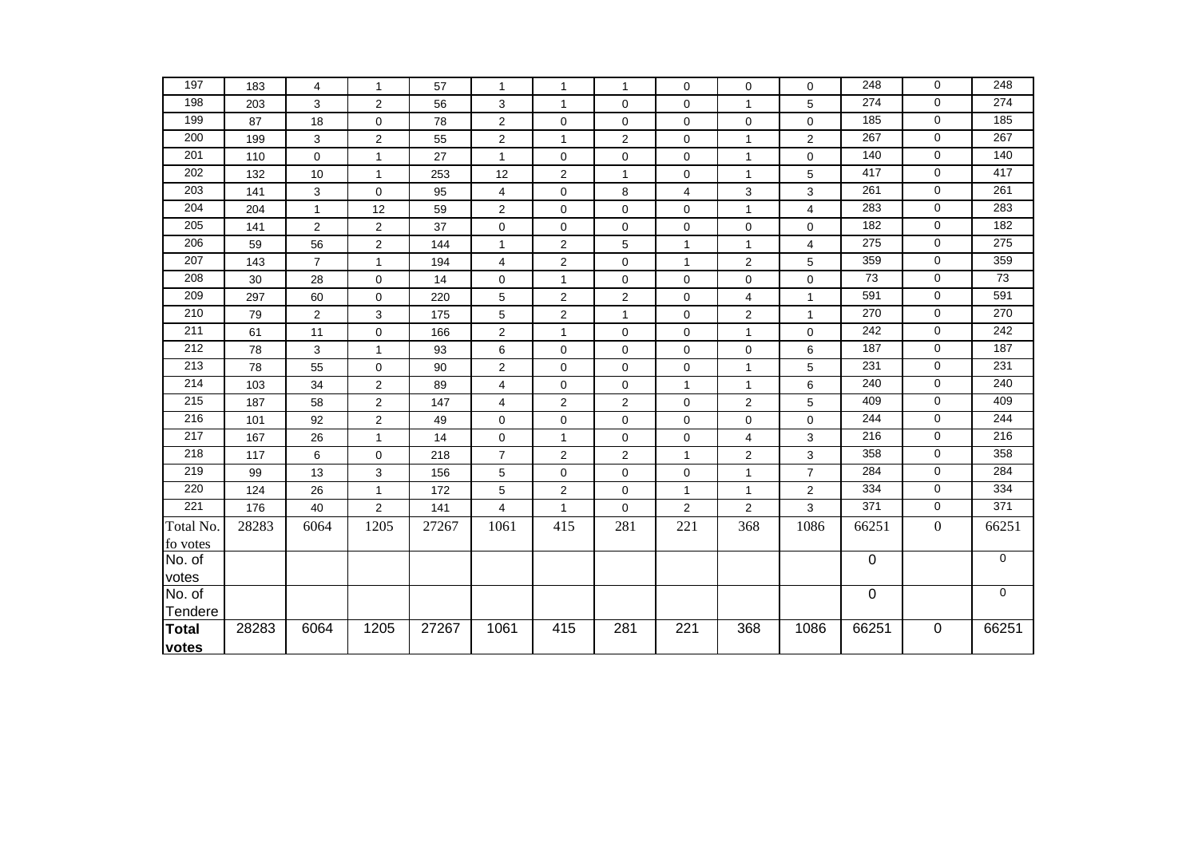| | | | | | | | | | | | | | |
|---|---|---|---|---|---|---|---|---|---|---|---|---|---|
| 197 | 183 | 4 | 1 | 57 | 1 | 1 | 1 | 0 | 0 | 0 | 248 | 0 | 248 |
| 198 | 203 | 3 | 2 | 56 | 3 | 1 | 0 | 0 | 1 | 5 | 274 | 0 | 274 |
| 199 | 87 | 18 | 0 | 78 | 2 | 0 | 0 | 0 | 0 | 0 | 185 | 0 | 185 |
| 200 | 199 | 3 | 2 | 55 | 2 | 1 | 2 | 0 | 1 | 2 | 267 | 0 | 267 |
| 201 | 110 | 0 | 1 | 27 | 1 | 0 | 0 | 0 | 1 | 0 | 140 | 0 | 140 |
| 202 | 132 | 10 | 1 | 253 | 12 | 2 | 1 | 0 | 1 | 5 | 417 | 0 | 417 |
| 203 | 141 | 3 | 0 | 95 | 4 | 0 | 8 | 4 | 3 | 3 | 261 | 0 | 261 |
| 204 | 204 | 1 | 12 | 59 | 2 | 0 | 0 | 0 | 1 | 4 | 283 | 0 | 283 |
| 205 | 141 | 2 | 2 | 37 | 0 | 0 | 0 | 0 | 0 | 0 | 182 | 0 | 182 |
| 206 | 59 | 56 | 2 | 144 | 1 | 2 | 5 | 1 | 1 | 4 | 275 | 0 | 275 |
| 207 | 143 | 7 | 1 | 194 | 4 | 2 | 0 | 1 | 2 | 5 | 359 | 0 | 359 |
| 208 | 30 | 28 | 0 | 14 | 0 | 1 | 0 | 0 | 0 | 0 | 73 | 0 | 73 |
| 209 | 297 | 60 | 0 | 220 | 5 | 2 | 2 | 0 | 4 | 1 | 591 | 0 | 591 |
| 210 | 79 | 2 | 3 | 175 | 5 | 2 | 1 | 0 | 2 | 1 | 270 | 0 | 270 |
| 211 | 61 | 11 | 0 | 166 | 2 | 1 | 0 | 0 | 1 | 0 | 242 | 0 | 242 |
| 212 | 78 | 3 | 1 | 93 | 6 | 0 | 0 | 0 | 0 | 6 | 187 | 0 | 187 |
| 213 | 78 | 55 | 0 | 90 | 2 | 0 | 0 | 0 | 1 | 5 | 231 | 0 | 231 |
| 214 | 103 | 34 | 2 | 89 | 4 | 0 | 0 | 1 | 1 | 6 | 240 | 0 | 240 |
| 215 | 187 | 58 | 2 | 147 | 4 | 2 | 2 | 0 | 2 | 5 | 409 | 0 | 409 |
| 216 | 101 | 92 | 2 | 49 | 0 | 0 | 0 | 0 | 0 | 0 | 244 | 0 | 244 |
| 217 | 167 | 26 | 1 | 14 | 0 | 1 | 0 | 0 | 4 | 3 | 216 | 0 | 216 |
| 218 | 117 | 6 | 0 | 218 | 7 | 2 | 2 | 1 | 2 | 3 | 358 | 0 | 358 |
| 219 | 99 | 13 | 3 | 156 | 5 | 0 | 0 | 0 | 1 | 7 | 284 | 0 | 284 |
| 220 | 124 | 26 | 1 | 172 | 5 | 2 | 0 | 1 | 1 | 2 | 334 | 0 | 334 |
| 221 | 176 | 40 | 2 | 141 | 4 | 1 | 0 | 2 | 2 | 3 | 371 | 0 | 371 |
| Total No. fo votes | 28283 | 6064 | 1205 | 27267 | 1061 | 415 | 281 | 221 | 368 | 1086 | 66251 | 0 | 66251 |
| No. of votes | | | | | | | | | | | 0 | | 0 |
| No. of Tendere | | | | | | | | | | | 0 | | 0 |
| **Total votes** | 28283 | 6064 | 1205 | 27267 | 1061 | 415 | 281 | 221 | 368 | 1086 | 66251 | 0 | 66251 |